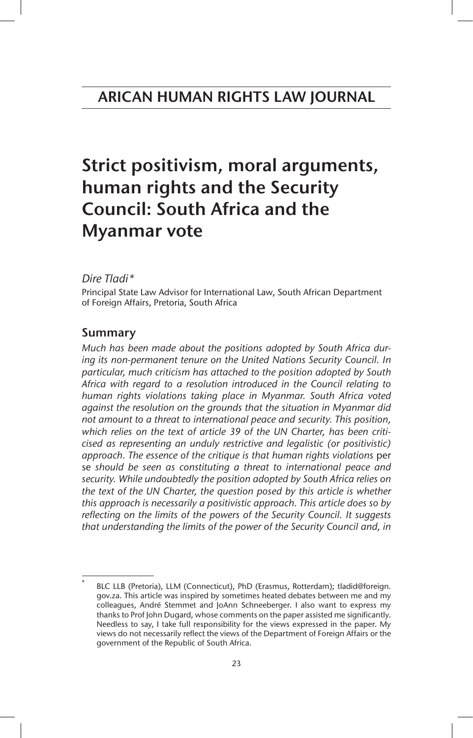# ARICAN HUMAN RIGHTS LAW JOURNAL

# Strict positivism, moral arguments, human rights and the Security Council: South Africa and the Myanmar vote

*Dire Tladi\**

Principal State Law Advisor for International Law, South African Department of Foreign Affairs, Pretoria, South Africa

## Summary

*Much has been made about the positions adopted by South Africa during its non-permanent tenure on the United Nations Security Council. In particular, much criticism has attached to the position adopted by South Africa with regard to a resolution introduced in the Council relating to human rights violations taking place in Myanmar. South Africa voted against the resolution on the grounds that the situation in Myanmar did not amount to a threat to international peace and security. This position, which relies on the text of article 39 of the UN Charter, has been criticised as representing an unduly restrictive and legalistic (or positivistic) approach. The essence of the critique is that human rights violations* per se *should be seen as constituting a threat to international peace and security. While undoubtedly the position adopted by South Africa relies on the text of the UN Charter, the question posed by this article is whether this approach is necessarily a positivistic approach. This article does so by reflecting on the limits of the powers of the Security Council. It suggests that understanding the limits of the power of the Security Council and, in*

---

\* BLC LLB (Pretoria), LLM (Connecticut), PhD (Erasmus, Rotterdam); tladid@foreign.gov.za. This article was inspired by sometimes heated debates between me and my colleagues, André Stemmet and JoAnn Schneeberger. I also want to express my thanks to Prof John Dugard, whose comments on the paper assisted me significantly. Needless to say, I take full responsibility for the views expressed in the paper. My views do not necessarily reflect the views of the Department of Foreign Affairs or the government of the Republic of South Africa.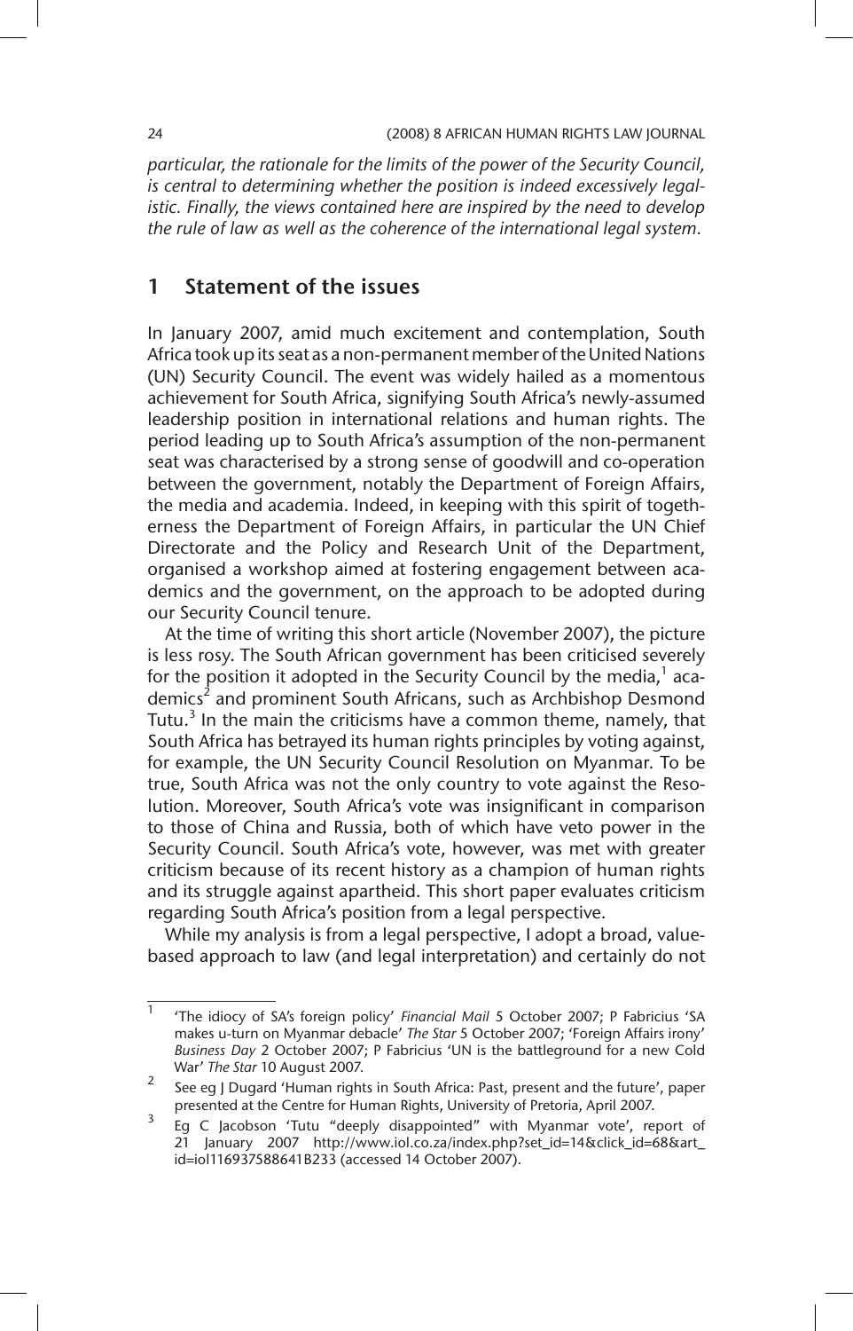*particular, the rationale for the limits of the power of the Security Council, is central to determining whether the position is indeed excessively legalistic. Finally, the views contained here are inspired by the need to develop the rule of law as well as the coherence of the international legal system.*

## 1 Statement of the issues

In January 2007, amid much excitement and contemplation, South Africa took up its seat as a non-permanent member of the United Nations (UN) Security Council. The event was widely hailed as a momentous achievement for South Africa, signifying South Africa's newly-assumed leadership position in international relations and human rights. The period leading up to South Africa's assumption of the non-permanent seat was characterised by a strong sense of goodwill and co-operation between the government, notably the Department of Foreign Affairs, the media and academia. Indeed, in keeping with this spirit of togetherness the Department of Foreign Affairs, in particular the UN Chief Directorate and the Policy and Research Unit of the Department, organised a workshop aimed at fostering engagement between academics and the government, on the approach to be adopted during our Security Council tenure.

At the time of writing this short article (November 2007), the picture is less rosy. The South African government has been criticised severely for the position it adopted in the Security Council by the media,[1] academics[2] and prominent South Africans, such as Archbishop Desmond Tutu.[3] In the main the criticisms have a common theme, namely, that South Africa has betrayed its human rights principles by voting against, for example, the UN Security Council Resolution on Myanmar. To be true, South Africa was not the only country to vote against the Resolution. Moreover, South Africa's vote was insignificant in comparison to those of China and Russia, both of which have veto power in the Security Council. South Africa's vote, however, was met with greater criticism because of its recent history as a champion of human rights and its struggle against apartheid. This short paper evaluates criticism regarding South Africa's position from a legal perspective.

While my analysis is from a legal perspective, I adopt a broad, value-based approach to law (and legal interpretation) and certainly do not

---

1 'The idiocy of SA's foreign policy' *Financial Mail* 5 October 2007; P Fabricius 'SA makes u-turn on Myanmar debacle' *The Star* 5 October 2007; 'Foreign Affairs irony' *Business Day* 2 October 2007; P Fabricius 'UN is the battleground for a new Cold War' *The Star* 10 August 2007.

2 See eg J Dugard 'Human rights in South Africa: Past, present and the future', paper presented at the Centre for Human Rights, University of Pretoria, April 2007.

3 Eg C Jacobson 'Tutu "deeply disappointed" with Myanmar vote', report of 21 January 2007 http://www.iol.co.za/index.php?set_id=14&click_id=68&art_id=iol116937588641B233 (accessed 14 October 2007).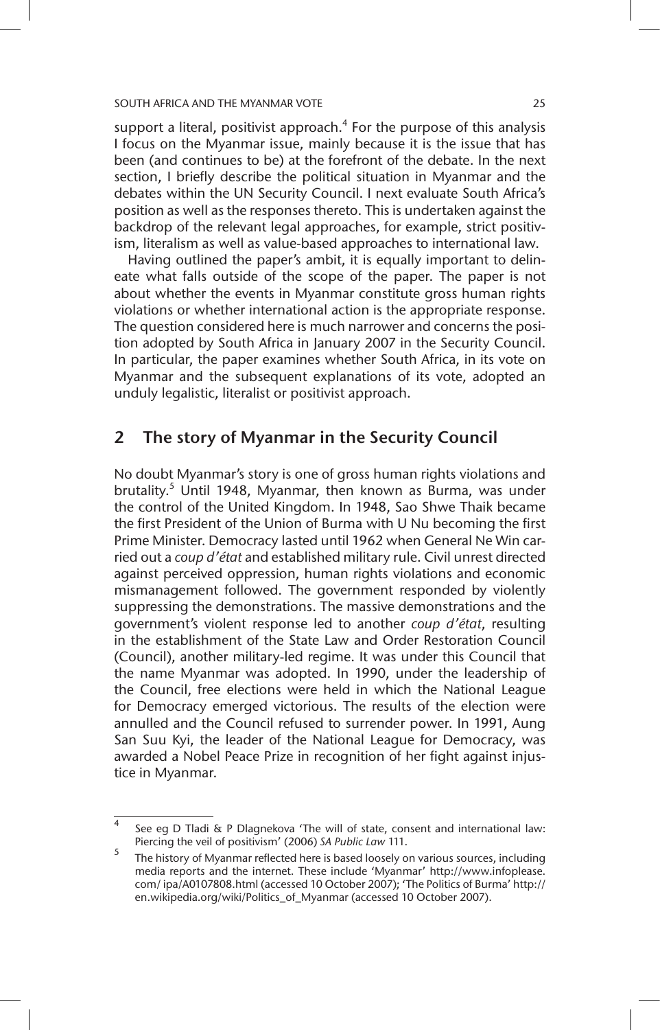support a literal, positivist approach.[4] For the purpose of this analysis I focus on the Myanmar issue, mainly because it is the issue that has been (and continues to be) at the forefront of the debate. In the next section, I briefly describe the political situation in Myanmar and the debates within the UN Security Council. I next evaluate South Africa's position as well as the responses thereto. This is undertaken against the backdrop of the relevant legal approaches, for example, strict positivism, literalism as well as value-based approaches to international law.

Having outlined the paper's ambit, it is equally important to delineate what falls outside of the scope of the paper. The paper is not about whether the events in Myanmar constitute gross human rights violations or whether international action is the appropriate response. The question considered here is much narrower and concerns the position adopted by South Africa in January 2007 in the Security Council. In particular, the paper examines whether South Africa, in its vote on Myanmar and the subsequent explanations of its vote, adopted an unduly legalistic, literalist or positivist approach.

## 2 The story of Myanmar in the Security Council

No doubt Myanmar's story is one of gross human rights violations and brutality.[5] Until 1948, Myanmar, then known as Burma, was under the control of the United Kingdom. In 1948, Sao Shwe Thaik became the first President of the Union of Burma with U Nu becoming the first Prime Minister. Democracy lasted until 1962 when General Ne Win carried out a *coup d'état* and established military rule. Civil unrest directed against perceived oppression, human rights violations and economic mismanagement followed. The government responded by violently suppressing the demonstrations. The massive demonstrations and the government's violent response led to another *coup d'état*, resulting in the establishment of the State Law and Order Restoration Council (Council), another military-led regime. It was under this Council that the name Myanmar was adopted. In 1990, under the leadership of the Council, free elections were held in which the National League for Democracy emerged victorious. The results of the election were annulled and the Council refused to surrender power. In 1991, Aung San Suu Kyi, the leader of the National League for Democracy, was awarded a Nobel Peace Prize in recognition of her fight against injustice in Myanmar.

---

[4] See eg D Tladi & P Dlagnekova 'The will of state, consent and international law: Piercing the veil of positivism' (2006) *SA Public Law* 111.

[5] The history of Myanmar reflected here is based loosely on various sources, including media reports and the internet. These include 'Myanmar' http://www.infoplease.com/ ipa/A0107808.html (accessed 10 October 2007); 'The Politics of Burma' http://en.wikipedia.org/wiki/Politics_of_Myanmar (accessed 10 October 2007).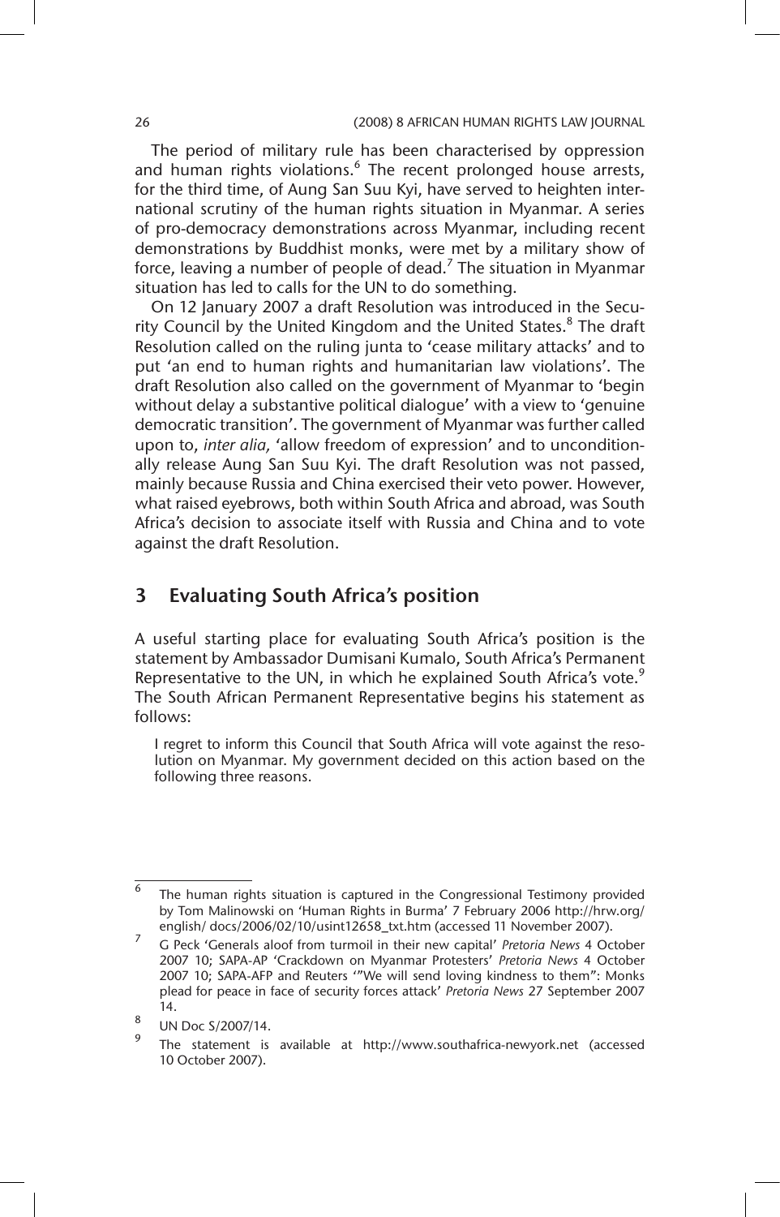The period of military rule has been characterised by oppression and human rights violations.[6] The recent prolonged house arrests, for the third time, of Aung San Suu Kyi, have served to heighten international scrutiny of the human rights situation in Myanmar. A series of pro-democracy demonstrations across Myanmar, including recent demonstrations by Buddhist monks, were met by a military show of force, leaving a number of people of dead.[7] The situation in Myanmar situation has led to calls for the UN to do something.

On 12 January 2007 a draft Resolution was introduced in the Security Council by the United Kingdom and the United States.[8] The draft Resolution called on the ruling junta to 'cease military attacks' and to put 'an end to human rights and humanitarian law violations'. The draft Resolution also called on the government of Myanmar to 'begin without delay a substantive political dialogue' with a view to 'genuine democratic transition'. The government of Myanmar was further called upon to, *inter alia,* 'allow freedom of expression' and to unconditionally release Aung San Suu Kyi. The draft Resolution was not passed, mainly because Russia and China exercised their veto power. However, what raised eyebrows, both within South Africa and abroad, was South Africa's decision to associate itself with Russia and China and to vote against the draft Resolution.

## 3 Evaluating South Africa's position

A useful starting place for evaluating South Africa's position is the statement by Ambassador Dumisani Kumalo, South Africa's Permanent Representative to the UN, in which he explained South Africa's vote.[9] The South African Permanent Representative begins his statement as follows:

> I regret to inform this Council that South Africa will vote against the resolution on Myanmar. My government decided on this action based on the following three reasons.

---

[6] The human rights situation is captured in the Congressional Testimony provided by Tom Malinowski on 'Human Rights in Burma' 7 February 2006 http://hrw.org/english/ docs/2006/02/10/usint12658_txt.htm (accessed 11 November 2007).

[7] G Peck 'Generals aloof from turmoil in their new capital' *Pretoria News* 4 October 2007 10; SAPA-AP 'Crackdown on Myanmar Protesters' *Pretoria News* 4 October 2007 10; SAPA-AFP and Reuters '"We will send loving kindness to them": Monks plead for peace in face of security forces attack' *Pretoria News* 27 September 2007 14.

[8] UN Doc S/2007/14.

[9] The statement is available at http://www.southafrica-newyork.net (accessed 10 October 2007).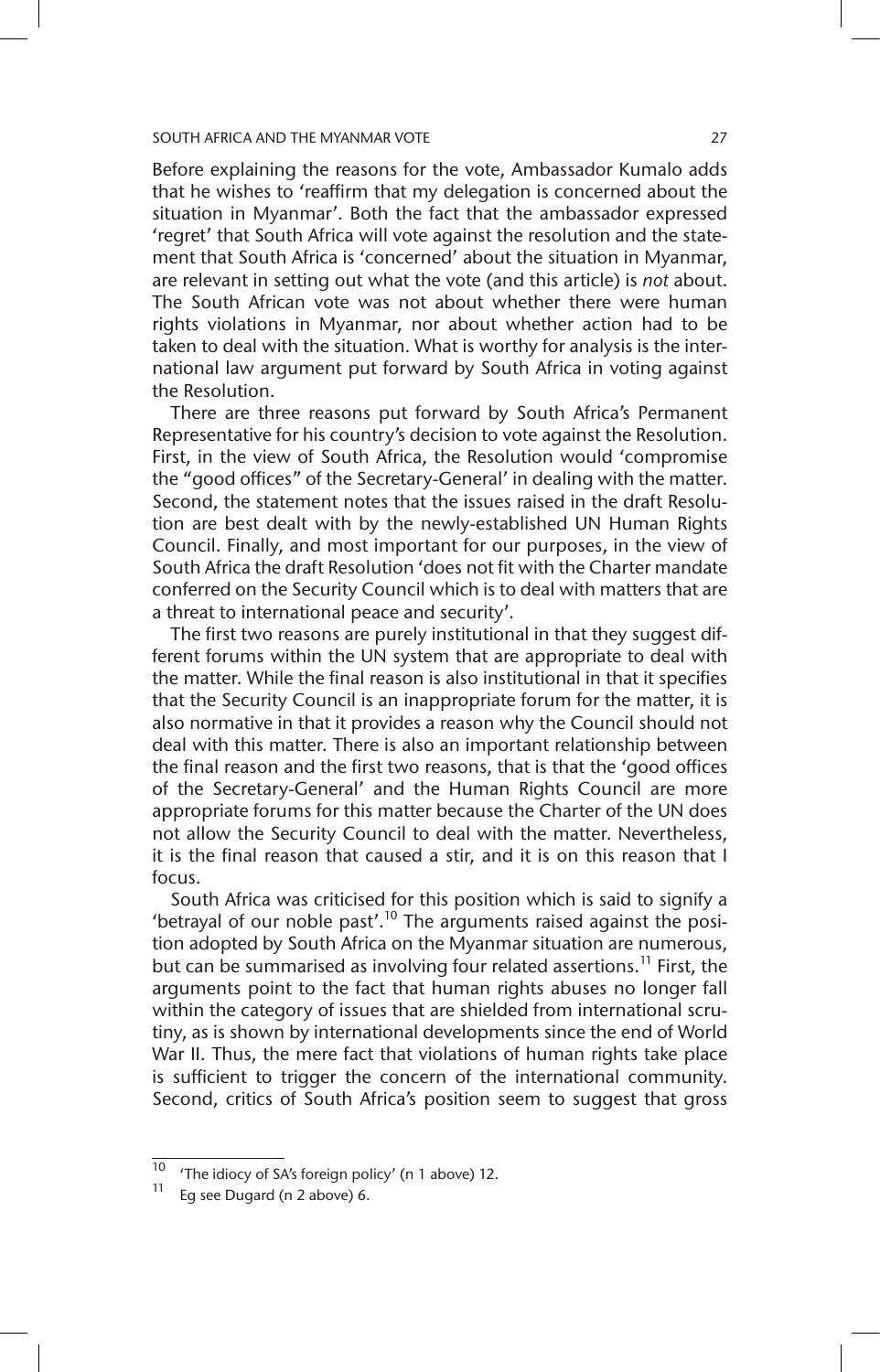Before explaining the reasons for the vote, Ambassador Kumalo adds that he wishes to 'reaffirm that my delegation is concerned about the situation in Myanmar'. Both the fact that the ambassador expressed 'regret' that South Africa will vote against the resolution and the statement that South Africa is 'concerned' about the situation in Myanmar, are relevant in setting out what the vote (and this article) is *not* about. The South African vote was not about whether there were human rights violations in Myanmar, nor about whether action had to be taken to deal with the situation. What is worthy for analysis is the international law argument put forward by South Africa in voting against the Resolution.

There are three reasons put forward by South Africa's Permanent Representative for his country's decision to vote against the Resolution. First, in the view of South Africa, the Resolution would 'compromise the "good offices" of the Secretary-General' in dealing with the matter. Second, the statement notes that the issues raised in the draft Resolution are best dealt with by the newly-established UN Human Rights Council. Finally, and most important for our purposes, in the view of South Africa the draft Resolution 'does not fit with the Charter mandate conferred on the Security Council which is to deal with matters that are a threat to international peace and security'.

The first two reasons are purely institutional in that they suggest different forums within the UN system that are appropriate to deal with the matter. While the final reason is also institutional in that it specifies that the Security Council is an inappropriate forum for the matter, it is also normative in that it provides a reason why the Council should not deal with this matter. There is also an important relationship between the final reason and the first two reasons, that is that the 'good offices of the Secretary-General' and the Human Rights Council are more appropriate forums for this matter because the Charter of the UN does not allow the Security Council to deal with the matter. Nevertheless, it is the final reason that caused a stir, and it is on this reason that I focus.

South Africa was criticised for this position which is said to signify a 'betrayal of our noble past'.[10] The arguments raised against the position adopted by South Africa on the Myanmar situation are numerous, but can be summarised as involving four related assertions.[11] First, the arguments point to the fact that human rights abuses no longer fall within the category of issues that are shielded from international scrutiny, as is shown by international developments since the end of World War II. Thus, the mere fact that violations of human rights take place is sufficient to trigger the concern of the international community. Second, critics of South Africa's position seem to suggest that gross

---

[10] 'The idiocy of SA's foreign policy' (n 1 above) 12.

[11] Eg see Dugard (n 2 above) 6.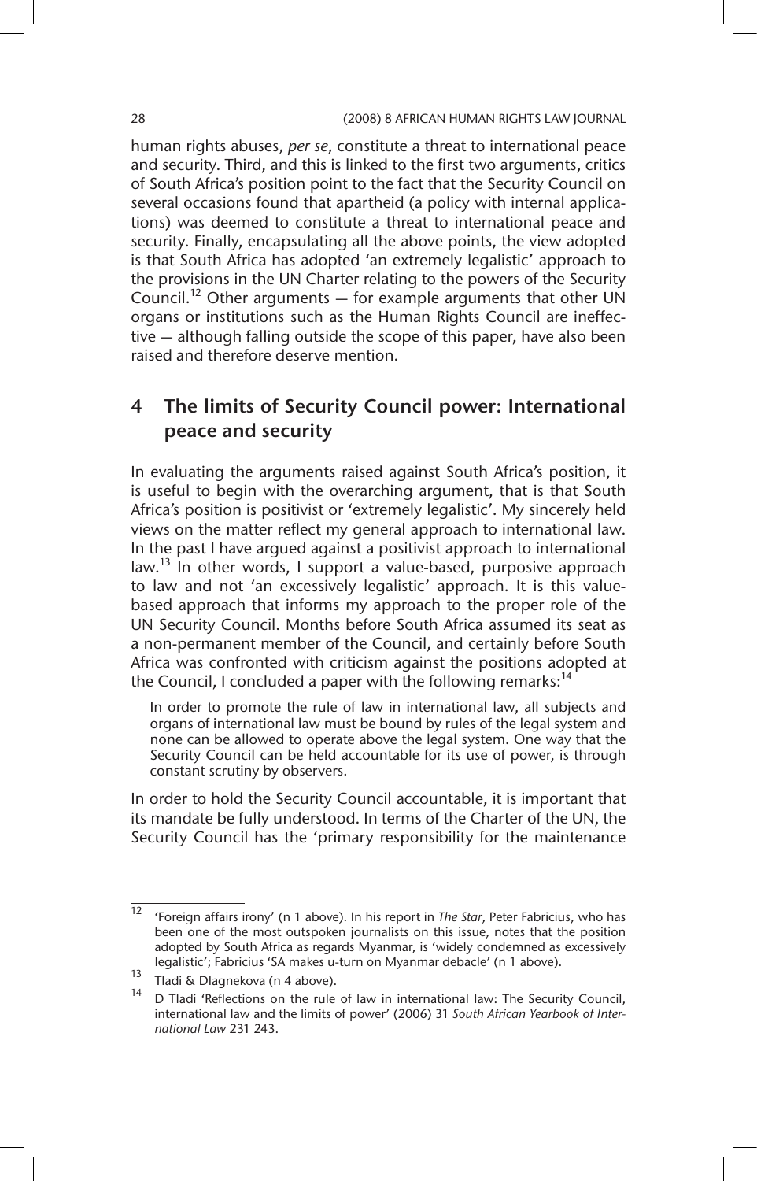human rights abuses, *per se*, constitute a threat to international peace and security. Third, and this is linked to the first two arguments, critics of South Africa's position point to the fact that the Security Council on several occasions found that apartheid (a policy with internal applications) was deemed to constitute a threat to international peace and security. Finally, encapsulating all the above points, the view adopted is that South Africa has adopted 'an extremely legalistic' approach to the provisions in the UN Charter relating to the powers of the Security Council.[12] Other arguments — for example arguments that other UN organs or institutions such as the Human Rights Council are ineffective — although falling outside the scope of this paper, have also been raised and therefore deserve mention.

## 4 The limits of Security Council power: International peace and security

In evaluating the arguments raised against South Africa's position, it is useful to begin with the overarching argument, that is that South Africa's position is positivist or 'extremely legalistic'. My sincerely held views on the matter reflect my general approach to international law. In the past I have argued against a positivist approach to international law.[13] In other words, I support a value-based, purposive approach to law and not 'an excessively legalistic' approach. It is this value-based approach that informs my approach to the proper role of the UN Security Council. Months before South Africa assumed its seat as a non-permanent member of the Council, and certainly before South Africa was confronted with criticism against the positions adopted at the Council, I concluded a paper with the following remarks:[14]

> In order to promote the rule of law in international law, all subjects and organs of international law must be bound by rules of the legal system and none can be allowed to operate above the legal system. One way that the Security Council can be held accountable for its use of power, is through constant scrutiny by observers.

In order to hold the Security Council accountable, it is important that its mandate be fully understood. In terms of the Charter of the UN, the Security Council has the 'primary responsibility for the maintenance

---

[12] 'Foreign affairs irony' (n 1 above). In his report in *The Star*, Peter Fabricius, who has been one of the most outspoken journalists on this issue, notes that the position adopted by South Africa as regards Myanmar, is 'widely condemned as excessively legalistic'; Fabricius 'SA makes u-turn on Myanmar debacle' (n 1 above).

[13] Tladi & Dlagnekova (n 4 above).

[14] D Tladi 'Reflections on the rule of law in international law: The Security Council, international law and the limits of power' (2006) 31 *South African Yearbook of International Law* 231 243.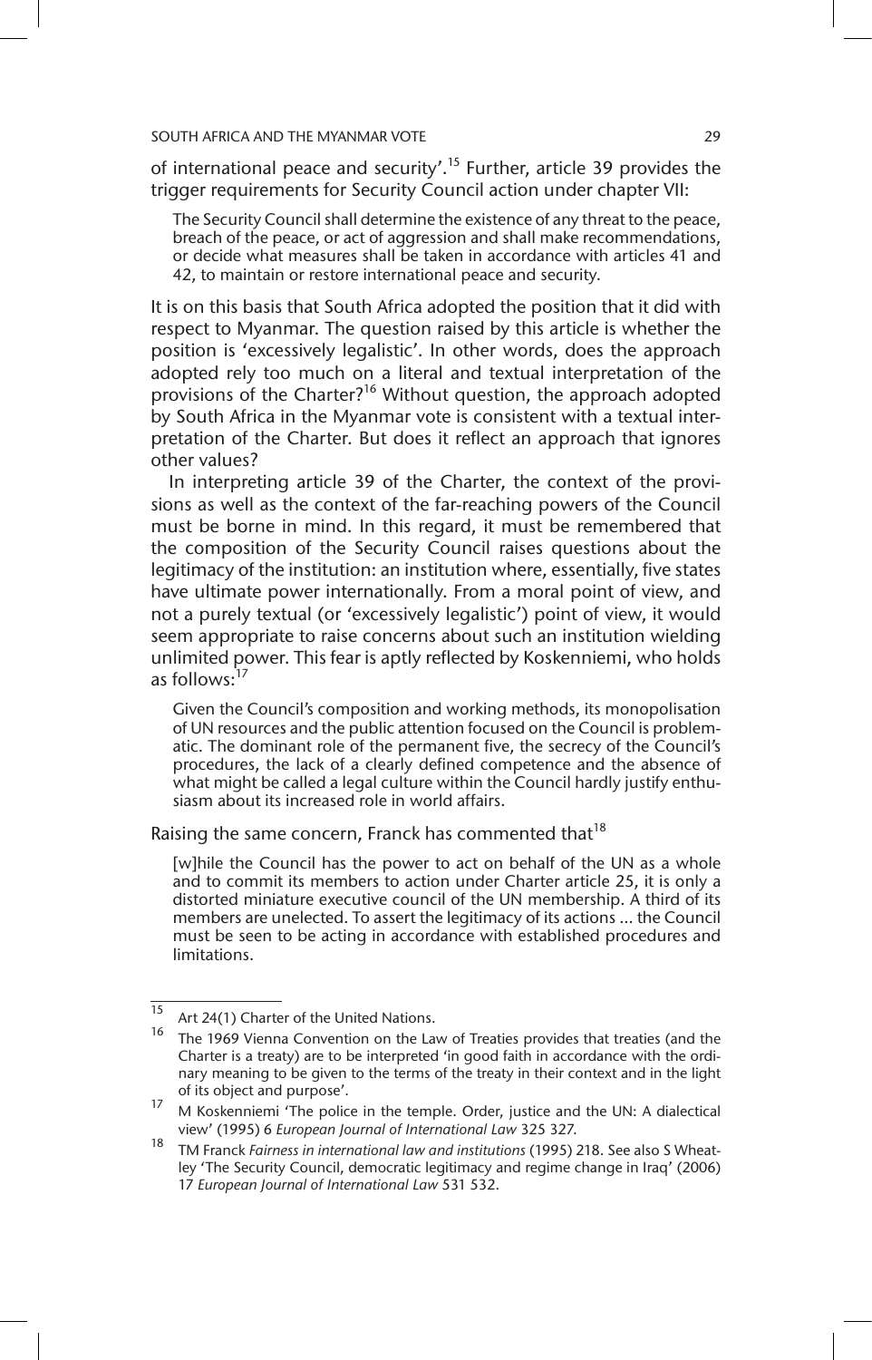of international peace and security'.[15] Further, article 39 provides the trigger requirements for Security Council action under chapter VII:

> The Security Council shall determine the existence of any threat to the peace, breach of the peace, or act of aggression and shall make recommendations, or decide what measures shall be taken in accordance with articles 41 and 42, to maintain or restore international peace and security.

It is on this basis that South Africa adopted the position that it did with respect to Myanmar. The question raised by this article is whether the position is 'excessively legalistic'. In other words, does the approach adopted rely too much on a literal and textual interpretation of the provisions of the Charter?[16] Without question, the approach adopted by South Africa in the Myanmar vote is consistent with a textual interpretation of the Charter. But does it reflect an approach that ignores other values?

In interpreting article 39 of the Charter, the context of the provisions as well as the context of the far-reaching powers of the Council must be borne in mind. In this regard, it must be remembered that the composition of the Security Council raises questions about the legitimacy of the institution: an institution where, essentially, five states have ultimate power internationally. From a moral point of view, and not a purely textual (or 'excessively legalistic') point of view, it would seem appropriate to raise concerns about such an institution wielding unlimited power. This fear is aptly reflected by Koskenniemi, who holds as follows:[17]

> Given the Council's composition and working methods, its monopolisation of UN resources and the public attention focused on the Council is problematic. The dominant role of the permanent five, the secrecy of the Council's procedures, the lack of a clearly defined competence and the absence of what might be called a legal culture within the Council hardly justify enthusiasm about its increased role in world affairs.

Raising the same concern, Franck has commented that[18]

> [w]hile the Council has the power to act on behalf of the UN as a whole and to commit its members to action under Charter article 25, it is only a distorted miniature executive council of the UN membership. A third of its members are unelected. To assert the legitimacy of its actions ... the Council must be seen to be acting in accordance with established procedures and limitations.

---

[15] Art 24(1) Charter of the United Nations.

[16] The 1969 Vienna Convention on the Law of Treaties provides that treaties (and the Charter is a treaty) are to be interpreted 'in good faith in accordance with the ordinary meaning to be given to the terms of the treaty in their context and in the light of its object and purpose'.

[17] M Koskenniemi 'The police in the temple. Order, justice and the UN: A dialectical view' (1995) 6 *European Journal of International Law* 325 327.

[18] TM Franck *Fairness in international law and institutions* (1995) 218. See also S Wheatley 'The Security Council, democratic legitimacy and regime change in Iraq' (2006) 17 *European Journal of International Law* 531 532.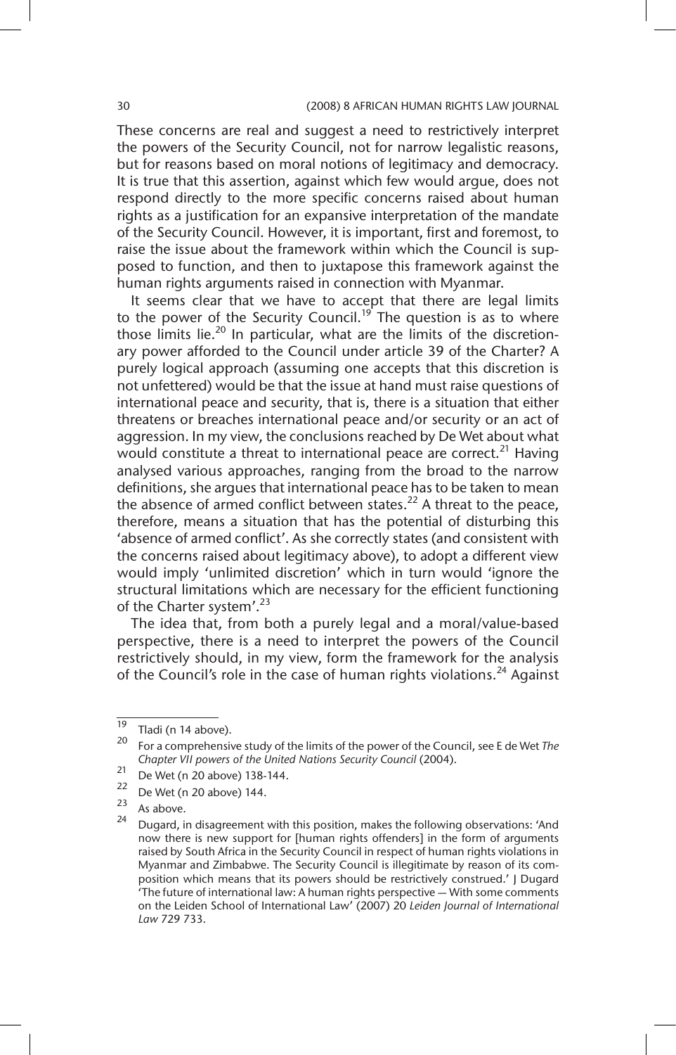These concerns are real and suggest a need to restrictively interpret the powers of the Security Council, not for narrow legalistic reasons, but for reasons based on moral notions of legitimacy and democracy. It is true that this assertion, against which few would argue, does not respond directly to the more specific concerns raised about human rights as a justification for an expansive interpretation of the mandate of the Security Council. However, it is important, first and foremost, to raise the issue about the framework within which the Council is supposed to function, and then to juxtapose this framework against the human rights arguments raised in connection with Myanmar.

It seems clear that we have to accept that there are legal limits to the power of the Security Council.[19] The question is as to where those limits lie.[20] In particular, what are the limits of the discretionary power afforded to the Council under article 39 of the Charter? A purely logical approach (assuming one accepts that this discretion is not unfettered) would be that the issue at hand must raise questions of international peace and security, that is, there is a situation that either threatens or breaches international peace and/or security or an act of aggression. In my view, the conclusions reached by De Wet about what would constitute a threat to international peace are correct.[21] Having analysed various approaches, ranging from the broad to the narrow definitions, she argues that international peace has to be taken to mean the absence of armed conflict between states.[22] A threat to the peace, therefore, means a situation that has the potential of disturbing this 'absence of armed conflict'. As she correctly states (and consistent with the concerns raised about legitimacy above), to adopt a different view would imply 'unlimited discretion' which in turn would 'ignore the structural limitations which are necessary for the efficient functioning of the Charter system'.[23]

The idea that, from both a purely legal and a moral/value-based perspective, there is a need to interpret the powers of the Council restrictively should, in my view, form the framework for the analysis of the Council's role in the case of human rights violations.[24] Against

---

[19] Tladi (n 14 above).

[20] For a comprehensive study of the limits of the power of the Council, see E de Wet *The Chapter VII powers of the United Nations Security Council* (2004).

[21] De Wet (n 20 above) 138-144.

[22] De Wet (n 20 above) 144.

[23] As above.

[24] Dugard, in disagreement with this position, makes the following observations: 'And now there is new support for [human rights offenders] in the form of arguments raised by South Africa in the Security Council in respect of human rights violations in Myanmar and Zimbabwe. The Security Council is illegitimate by reason of its composition which means that its powers should be restrictively construed.' J Dugard 'The future of international law: A human rights perspective — With some comments on the Leiden School of International Law' (2007) 20 *Leiden Journal of International Law* 729 733.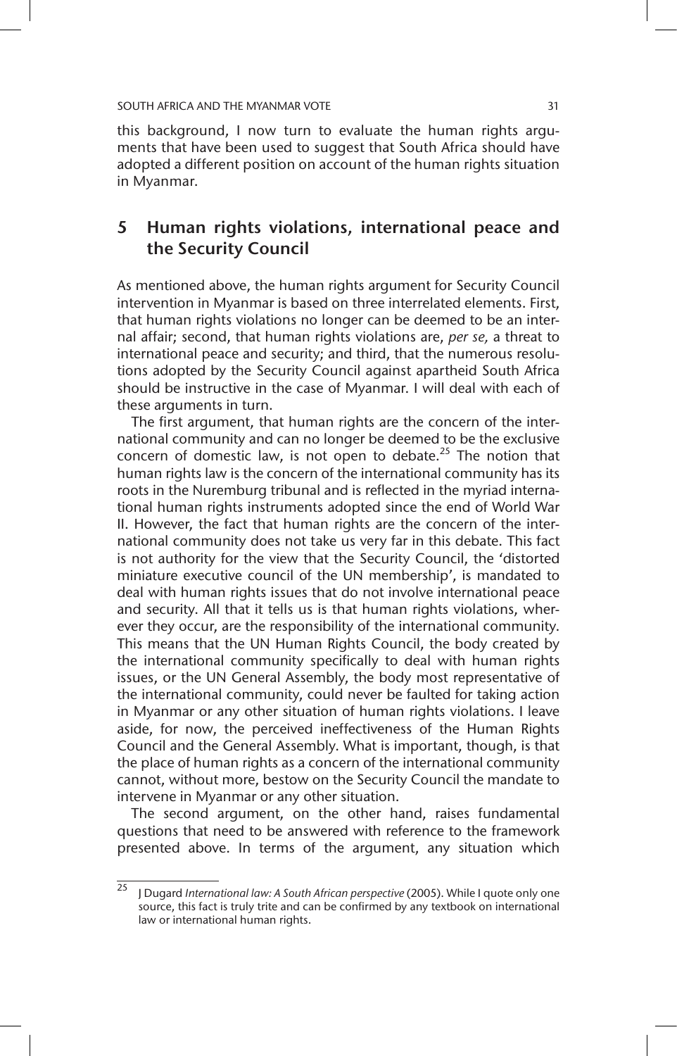this background, I now turn to evaluate the human rights arguments that have been used to suggest that South Africa should have adopted a different position on account of the human rights situation in Myanmar.

## 5 Human rights violations, international peace and the Security Council

As mentioned above, the human rights argument for Security Council intervention in Myanmar is based on three interrelated elements. First, that human rights violations no longer can be deemed to be an internal affair; second, that human rights violations are, *per se,* a threat to international peace and security; and third, that the numerous resolutions adopted by the Security Council against apartheid South Africa should be instructive in the case of Myanmar. I will deal with each of these arguments in turn.

The first argument, that human rights are the concern of the international community and can no longer be deemed to be the exclusive concern of domestic law, is not open to debate.[25] The notion that human rights law is the concern of the international community has its roots in the Nuremburg tribunal and is reflected in the myriad international human rights instruments adopted since the end of World War II. However, the fact that human rights are the concern of the international community does not take us very far in this debate. This fact is not authority for the view that the Security Council, the 'distorted miniature executive council of the UN membership', is mandated to deal with human rights issues that do not involve international peace and security. All that it tells us is that human rights violations, wherever they occur, are the responsibility of the international community. This means that the UN Human Rights Council, the body created by the international community specifically to deal with human rights issues, or the UN General Assembly, the body most representative of the international community, could never be faulted for taking action in Myanmar or any other situation of human rights violations. I leave aside, for now, the perceived ineffectiveness of the Human Rights Council and the General Assembly. What is important, though, is that the place of human rights as a concern of the international community cannot, without more, bestow on the Security Council the mandate to intervene in Myanmar or any other situation.

The second argument, on the other hand, raises fundamental questions that need to be answered with reference to the framework presented above. In terms of the argument, any situation which

---

[25] J Dugard *International law: A South African perspective* (2005). While I quote only one source, this fact is truly trite and can be confirmed by any textbook on international law or international human rights.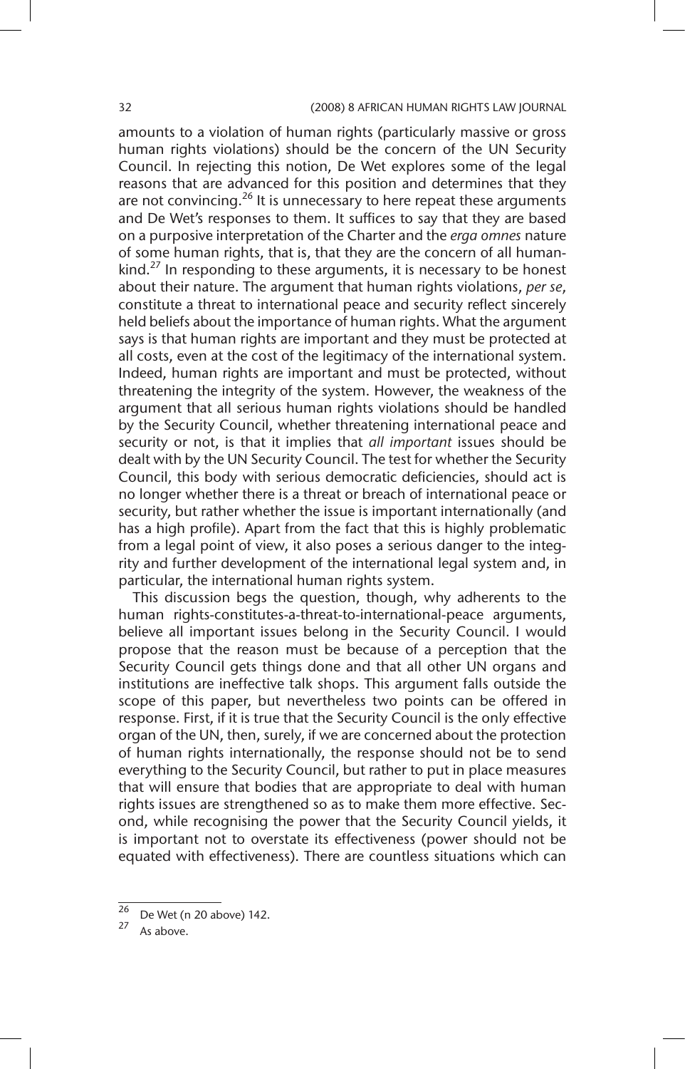amounts to a violation of human rights (particularly massive or gross human rights violations) should be the concern of the UN Security Council. In rejecting this notion, De Wet explores some of the legal reasons that are advanced for this position and determines that they are not convincing.[26] It is unnecessary to here repeat these arguments and De Wet's responses to them. It suffices to say that they are based on a purposive interpretation of the Charter and the *erga omnes* nature of some human rights, that is, that they are the concern of all humankind.[27] In responding to these arguments, it is necessary to be honest about their nature. The argument that human rights violations, *per se*, constitute a threat to international peace and security reflect sincerely held beliefs about the importance of human rights. What the argument says is that human rights are important and they must be protected at all costs, even at the cost of the legitimacy of the international system. Indeed, human rights are important and must be protected, without threatening the integrity of the system. However, the weakness of the argument that all serious human rights violations should be handled by the Security Council, whether threatening international peace and security or not, is that it implies that *all important* issues should be dealt with by the UN Security Council. The test for whether the Security Council, this body with serious democratic deficiencies, should act is no longer whether there is a threat or breach of international peace or security, but rather whether the issue is important internationally (and has a high profile). Apart from the fact that this is highly problematic from a legal point of view, it also poses a serious danger to the integrity and further development of the international legal system and, in particular, the international human rights system.

This discussion begs the question, though, why adherents to the human rights-constitutes-a-threat-to-international-peace arguments, believe all important issues belong in the Security Council. I would propose that the reason must be because of a perception that the Security Council gets things done and that all other UN organs and institutions are ineffective talk shops. This argument falls outside the scope of this paper, but nevertheless two points can be offered in response. First, if it is true that the Security Council is the only effective organ of the UN, then, surely, if we are concerned about the protection of human rights internationally, the response should not be to send everything to the Security Council, but rather to put in place measures that will ensure that bodies that are appropriate to deal with human rights issues are strengthened so as to make them more effective. Second, while recognising the power that the Security Council yields, it is important not to overstate its effectiveness (power should not be equated with effectiveness). There are countless situations which can

---

[26] De Wet (n 20 above) 142.

[27] As above.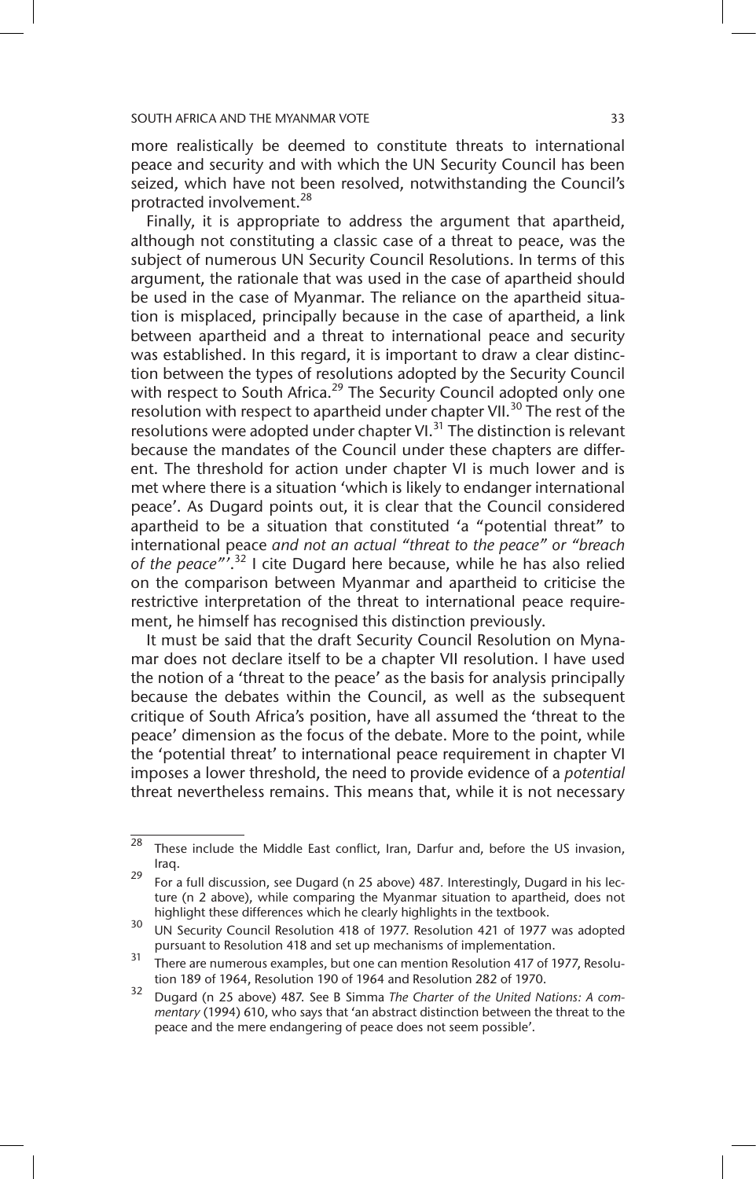more realistically be deemed to constitute threats to international peace and security and with which the UN Security Council has been seized, which have not been resolved, notwithstanding the Council's protracted involvement.[28]

Finally, it is appropriate to address the argument that apartheid, although not constituting a classic case of a threat to peace, was the subject of numerous UN Security Council Resolutions. In terms of this argument, the rationale that was used in the case of apartheid should be used in the case of Myanmar. The reliance on the apartheid situation is misplaced, principally because in the case of apartheid, a link between apartheid and a threat to international peace and security was established. In this regard, it is important to draw a clear distinction between the types of resolutions adopted by the Security Council with respect to South Africa.[29] The Security Council adopted only one resolution with respect to apartheid under chapter VII.[30] The rest of the resolutions were adopted under chapter VI.[31] The distinction is relevant because the mandates of the Council under these chapters are different. The threshold for action under chapter VI is much lower and is met where there is a situation 'which is likely to endanger international peace'. As Dugard points out, it is clear that the Council considered apartheid to be a situation that constituted 'a "potential threat" to international peace *and not an actual "threat to the peace" or "breach of the peace"*'.[32] I cite Dugard here because, while he has also relied on the comparison between Myanmar and apartheid to criticise the restrictive interpretation of the threat to international peace requirement, he himself has recognised this distinction previously.

It must be said that the draft Security Council Resolution on Mynamar does not declare itself to be a chapter VII resolution. I have used the notion of a 'threat to the peace' as the basis for analysis principally because the debates within the Council, as well as the subsequent critique of South Africa's position, have all assumed the 'threat to the peace' dimension as the focus of the debate. More to the point, while the 'potential threat' to international peace requirement in chapter VI imposes a lower threshold, the need to provide evidence of a *potential* threat nevertheless remains. This means that, while it is not necessary

---

[28] These include the Middle East conflict, Iran, Darfur and, before the US invasion, Iraq.

[29] For a full discussion, see Dugard (n 25 above) 487. Interestingly, Dugard in his lecture (n 2 above), while comparing the Myanmar situation to apartheid, does not highlight these differences which he clearly highlights in the textbook.

[30] UN Security Council Resolution 418 of 1977. Resolution 421 of 1977 was adopted pursuant to Resolution 418 and set up mechanisms of implementation.

[31] There are numerous examples, but one can mention Resolution 417 of 1977, Resolution 189 of 1964, Resolution 190 of 1964 and Resolution 282 of 1970.

[32] Dugard (n 25 above) 487. See B Simma *The Charter of the United Nations: A commentary* (1994) 610, who says that 'an abstract distinction between the threat to the peace and the mere endangering of peace does not seem possible'.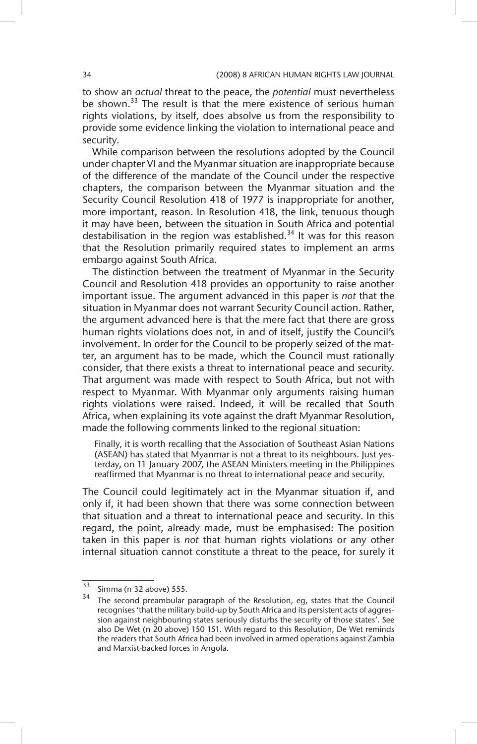to show an *actual* threat to the peace, the *potential* must nevertheless be shown.[33] The result is that the mere existence of serious human rights violations, by itself, does absolve us from the responsibility to provide some evidence linking the violation to international peace and security.

While comparison between the resolutions adopted by the Council under chapter VI and the Myanmar situation are inappropriate because of the difference of the mandate of the Council under the respective chapters, the comparison between the Myanmar situation and the Security Council Resolution 418 of 1977 is inappropriate for another, more important, reason. In Resolution 418, the link, tenuous though it may have been, between the situation in South Africa and potential destabilisation in the region was established.[34] It was for this reason that the Resolution primarily required states to implement an arms embargo against South Africa.

The distinction between the treatment of Myanmar in the Security Council and Resolution 418 provides an opportunity to raise another important issue. The argument advanced in this paper is *not* that the situation in Myanmar does not warrant Security Council action. Rather, the argument advanced here is that the mere fact that there are gross human rights violations does not, in and of itself, justify the Council's involvement. In order for the Council to be properly seized of the matter, an argument has to be made, which the Council must rationally consider, that there exists a threat to international peace and security. That argument was made with respect to South Africa, but not with respect to Myanmar. With Myanmar only arguments raising human rights violations were raised. Indeed, it will be recalled that South Africa, when explaining its vote against the draft Myanmar Resolution, made the following comments linked to the regional situation:

> Finally, it is worth recalling that the Association of Southeast Asian Nations (ASEAN) has stated that Myanmar is not a threat to its neighbours. Just yesterday, on 11 January 2007, the ASEAN Ministers meeting in the Philippines reaffirmed that Myanmar is no threat to international peace and security.

The Council could legitimately act in the Myanmar situation if, and only if, it had been shown that there was some connection between that situation and a threat to international peace and security. In this regard, the point, already made, must be emphasised: The position taken in this paper is *not* that human rights violations or any other internal situation cannot constitute a threat to the peace, for surely it

---

[33] Simma (n 32 above) 555.

[34] The second preambular paragraph of the Resolution, eg, states that the Council recognises 'that the military build-up by South Africa and its persistent acts of aggression against neighbouring states seriously disturbs the security of those states'. See also De Wet (n 20 above) 150 151. With regard to this Resolution, De Wet reminds the readers that South Africa had been involved in armed operations against Zambia and Marxist-backed forces in Angola.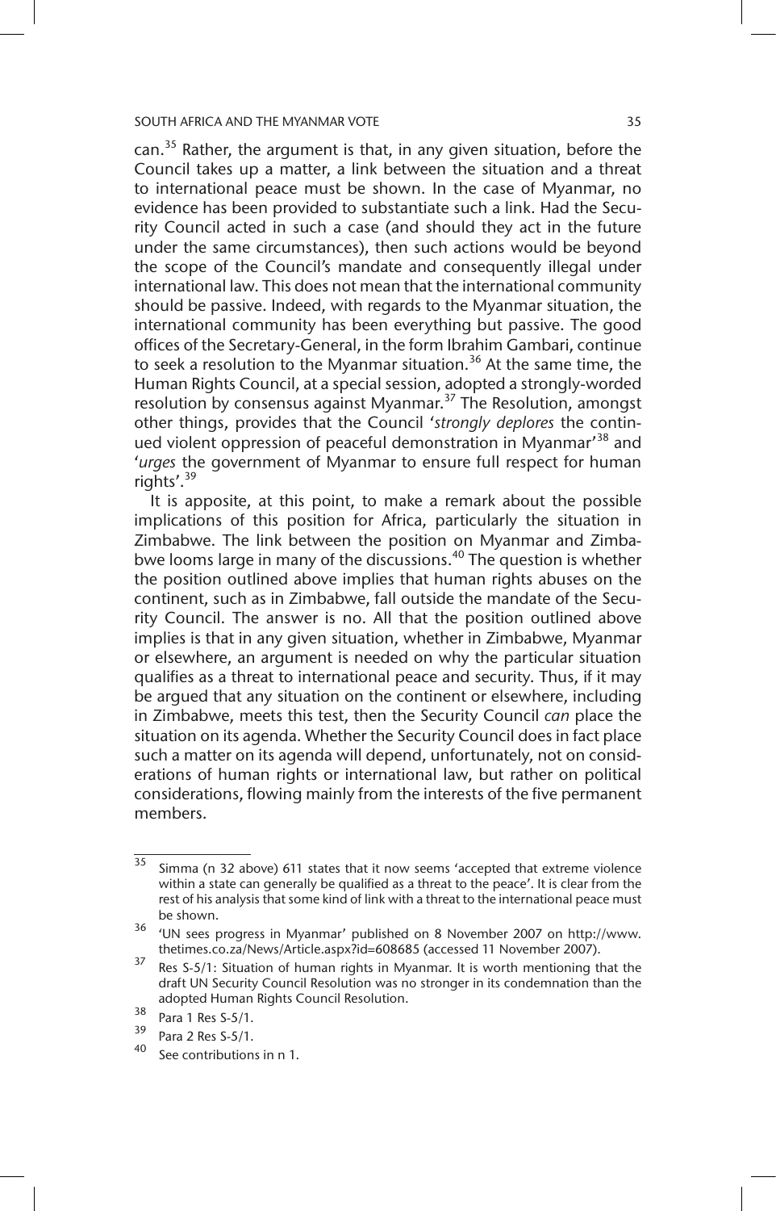can.[35] Rather, the argument is that, in any given situation, before the Council takes up a matter, a link between the situation and a threat to international peace must be shown. In the case of Myanmar, no evidence has been provided to substantiate such a link. Had the Security Council acted in such a case (and should they act in the future under the same circumstances), then such actions would be beyond the scope of the Council's mandate and consequently illegal under international law. This does not mean that the international community should be passive. Indeed, with regards to the Myanmar situation, the international community has been everything but passive. The good offices of the Secretary-General, in the form Ibrahim Gambari, continue to seek a resolution to the Myanmar situation.[36] At the same time, the Human Rights Council, at a special session, adopted a strongly-worded resolution by consensus against Myanmar.[37] The Resolution, amongst other things, provides that the Council '*strongly deplores* the continued violent oppression of peaceful demonstration in Myanmar'[38] and '*urges* the government of Myanmar to ensure full respect for human rights'.[39]

It is apposite, at this point, to make a remark about the possible implications of this position for Africa, particularly the situation in Zimbabwe. The link between the position on Myanmar and Zimbabwe looms large in many of the discussions.[40] The question is whether the position outlined above implies that human rights abuses on the continent, such as in Zimbabwe, fall outside the mandate of the Security Council. The answer is no. All that the position outlined above implies is that in any given situation, whether in Zimbabwe, Myanmar or elsewhere, an argument is needed on why the particular situation qualifies as a threat to international peace and security. Thus, if it may be argued that any situation on the continent or elsewhere, including in Zimbabwe, meets this test, then the Security Council *can* place the situation on its agenda. Whether the Security Council does in fact place such a matter on its agenda will depend, unfortunately, not on considerations of human rights or international law, but rather on political considerations, flowing mainly from the interests of the five permanent members.

---

[35] Simma (n 32 above) 611 states that it now seems 'accepted that extreme violence within a state can generally be qualified as a threat to the peace'. It is clear from the rest of his analysis that some kind of link with a threat to the international peace must be shown.

[36] 'UN sees progress in Myanmar' published on 8 November 2007 on http://www.thetimes.co.za/News/Article.aspx?id=608685 (accessed 11 November 2007).

[37] Res S-5/1: Situation of human rights in Myanmar. It is worth mentioning that the draft UN Security Council Resolution was no stronger in its condemnation than the adopted Human Rights Council Resolution.

[38] Para 1 Res S-5/1.

[39] Para 2 Res S-5/1.

[40] See contributions in n 1.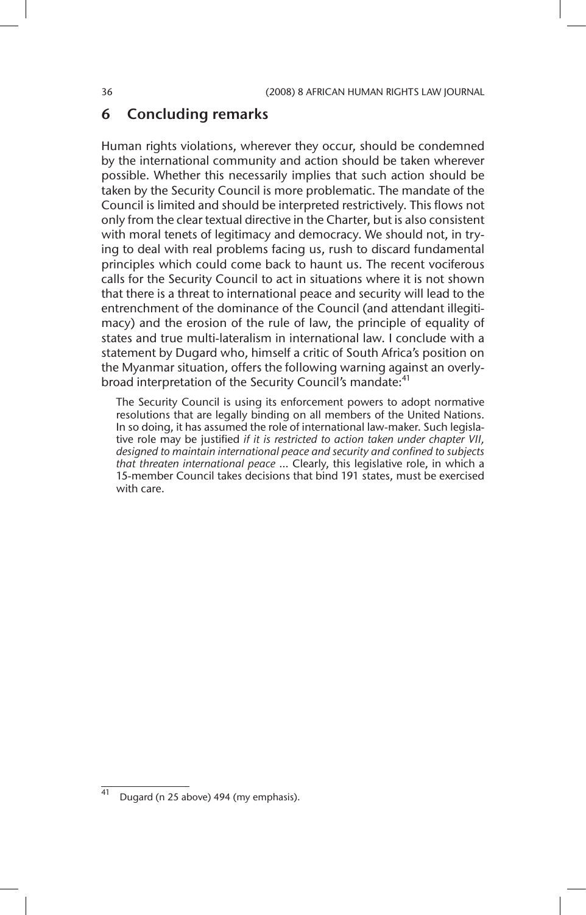## 6 Concluding remarks

Human rights violations, wherever they occur, should be condemned by the international community and action should be taken wherever possible. Whether this necessarily implies that such action should be taken by the Security Council is more problematic. The mandate of the Council is limited and should be interpreted restrictively. This flows not only from the clear textual directive in the Charter, but is also consistent with moral tenets of legitimacy and democracy. We should not, in trying to deal with real problems facing us, rush to discard fundamental principles which could come back to haunt us. The recent vociferous calls for the Security Council to act in situations where it is not shown that there is a threat to international peace and security will lead to the entrenchment of the dominance of the Council (and attendant illegitimacy) and the erosion of the rule of law, the principle of equality of states and true multi-lateralism in international law. I conclude with a statement by Dugard who, himself a critic of South Africa's position on the Myanmar situation, offers the following warning against an overly-broad interpretation of the Security Council's mandate:[41]

> The Security Council is using its enforcement powers to adopt normative resolutions that are legally binding on all members of the United Nations. In so doing, it has assumed the role of international law-maker. Such legislative role may be justified *if it is restricted to action taken under chapter VII, designed to maintain international peace and security and confined to subjects that threaten international peace* ... Clearly, this legislative role, in which a 15-member Council takes decisions that bind 191 states, must be exercised with care.

---

[41] Dugard (n 25 above) 494 (my emphasis).